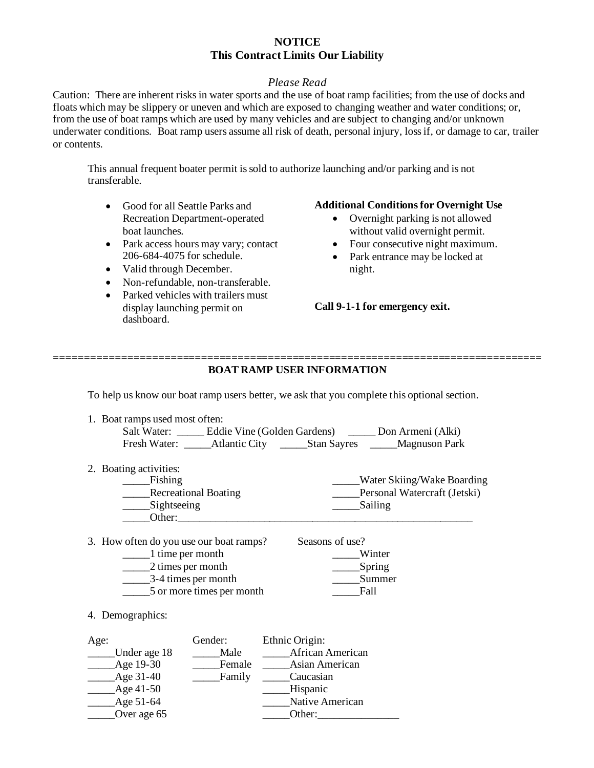# NOTICE
## This Contract Limits Our Liability

*Please Read*

Caution: There are inherent risks in water sports and the use of boat ramp facilities; from the use of docks and floats which may be slippery or uneven and which are exposed to changing weather and water conditions; or, from the use of boat ramps which are used by many vehicles and are subject to changing and/or unknown underwater conditions. Boat ramp users assume all risk of death, personal injury, loss if, or damage to car, trailer or contents.

This annual frequent boater permit is sold to authorize launching and/or parking and is not transferable.

- Good for all Seattle Parks and Recreation Department-operated boat launches.
- Park access hours may vary; contact 206-684-4075 for schedule.
- Valid through December.
- Non-refundable, non-transferable.
- Parked vehicles with trailers must display launching permit on dashboard.

**Additional Conditions for Overnight Use**

- Overnight parking is not allowed without valid overnight permit.
- Four consecutive night maximum.
- Park entrance may be locked at night.

**Call 9-1-1 for emergency exit.**

================================================================================

## BOAT RAMP USER INFORMATION

To help us know our boat ramp users better, we ask that you complete this optional section.

1. Boat ramps used most often:
   Salt Water: _____ Eddie Vine (Golden Gardens) _____ Don Armeni (Alki)
   Fresh Water: _____Atlantic City _____Stan Sayres _____Magnuson Park

2. Boating activities:
   _____Fishing
   _____Recreational Boating
   _____Sightseeing
   _____Water Skiing/Wake Boarding
   _____Personal Watercraft (Jetski)
   _____Sailing
   _____Other:_______________________________________________________

3. How often do you use our boat ramps?
   _____1 time per month
   _____2 times per month
   _____3-4 times per month
   _____5 or more times per month

   Seasons of use?
   _____Winter
   _____Spring
   _____Summer
   _____Fall

4. Demographics:

Age:
_____Under age 18
_____Age 19-30
_____Age 31-40
_____Age 41-50
_____Age 51-64
_____Over age 65

Gender:
_____Male
_____Female
_____Family

Ethnic Origin:
_____African American
_____Asian American
_____Caucasian
_____Hispanic
_____Native American
_____Other:_______________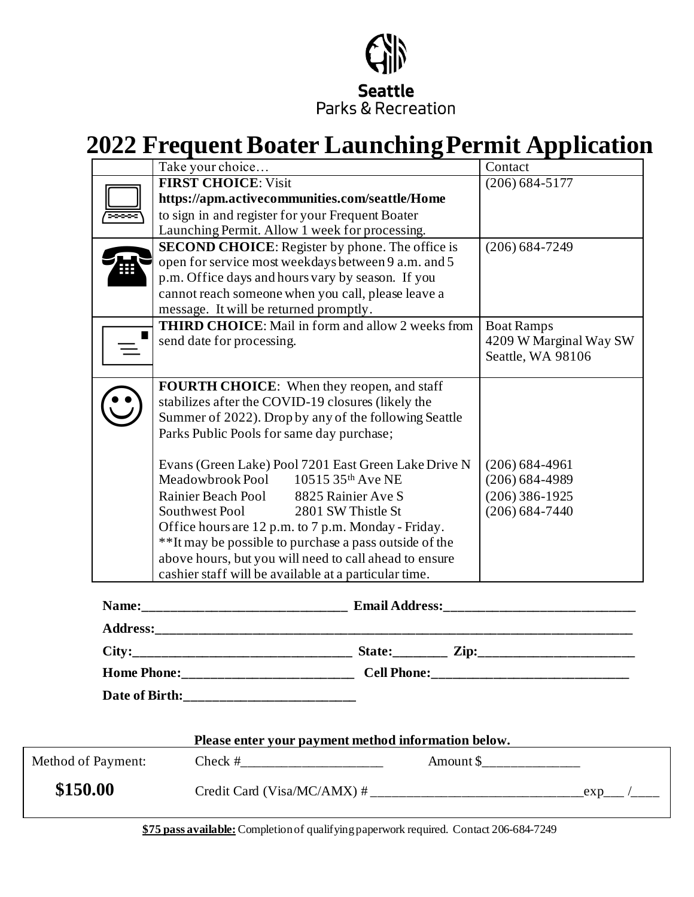Seattle
Parks & Recreation

# 2022 Frequent Boater Launching Permit Application

| | Take your choice… | Contact |
|---|---|---|
| | **FIRST CHOICE**: Visit **https://apm.activecommunities.com/seattle/Home** to sign in and register for your Frequent Boater Launching Permit. Allow 1 week for processing. | (206) 684-5177 |
| | **SECOND CHOICE**: Register by phone. The office is open for service most weekdays between 9 a.m. and 5 p.m. Office days and hours vary by season. If you cannot reach someone when you call, please leave a message. It will be returned promptly. | (206) 684-7249 |
| | **THIRD CHOICE**: Mail in form and allow 2 weeks from send date for processing. | Boat Ramps<br>4209 W Marginal Way SW<br>Seattle, WA 98106 |
| | **FOURTH CHOICE**: When they reopen, and staff stabilizes after the COVID-19 closures (likely the Summer of 2022). Drop by any of the following Seattle Parks Public Pools for same day purchase;<br><br>Evans (Green Lake) Pool 7201 East Green Lake Drive N<br>Meadowbrook Pool 10515 35th Ave NE<br>Rainier Beach Pool 8825 Rainier Ave S<br>Southwest Pool 2801 SW Thistle St<br>Office hours are 12 p.m. to 7 p.m. Monday - Friday.<br>**It may be possible to purchase a pass outside of the above hours, but you will need to call ahead to ensure cashier staff will be available at a particular time. | <br><br><br><br>(206) 684-4961<br>(206) 684-4989<br>(206) 386-1925<br>(206) 684-7440 |

**Name:**______________________________ **Email Address:**___________________________

**Address:**_____________________________________________________________________

**City:**________________________________ **State:**________ **Zip:**_______________________

**Home Phone:**_________________________ **Cell Phone:**_____________________________

**Date of Birth:**_________________________

**Please enter your payment method information below.**

| | | |
|---|---|---|
| Method of Payment: | Check #____________________ | Amount $______________ |
| **$150.00** | Credit Card (Visa/MC/AMX) # _____________________________exp___ /____ | |

**$75 pass available:** Completion of qualifying paperwork required. Contact 206-684-7249